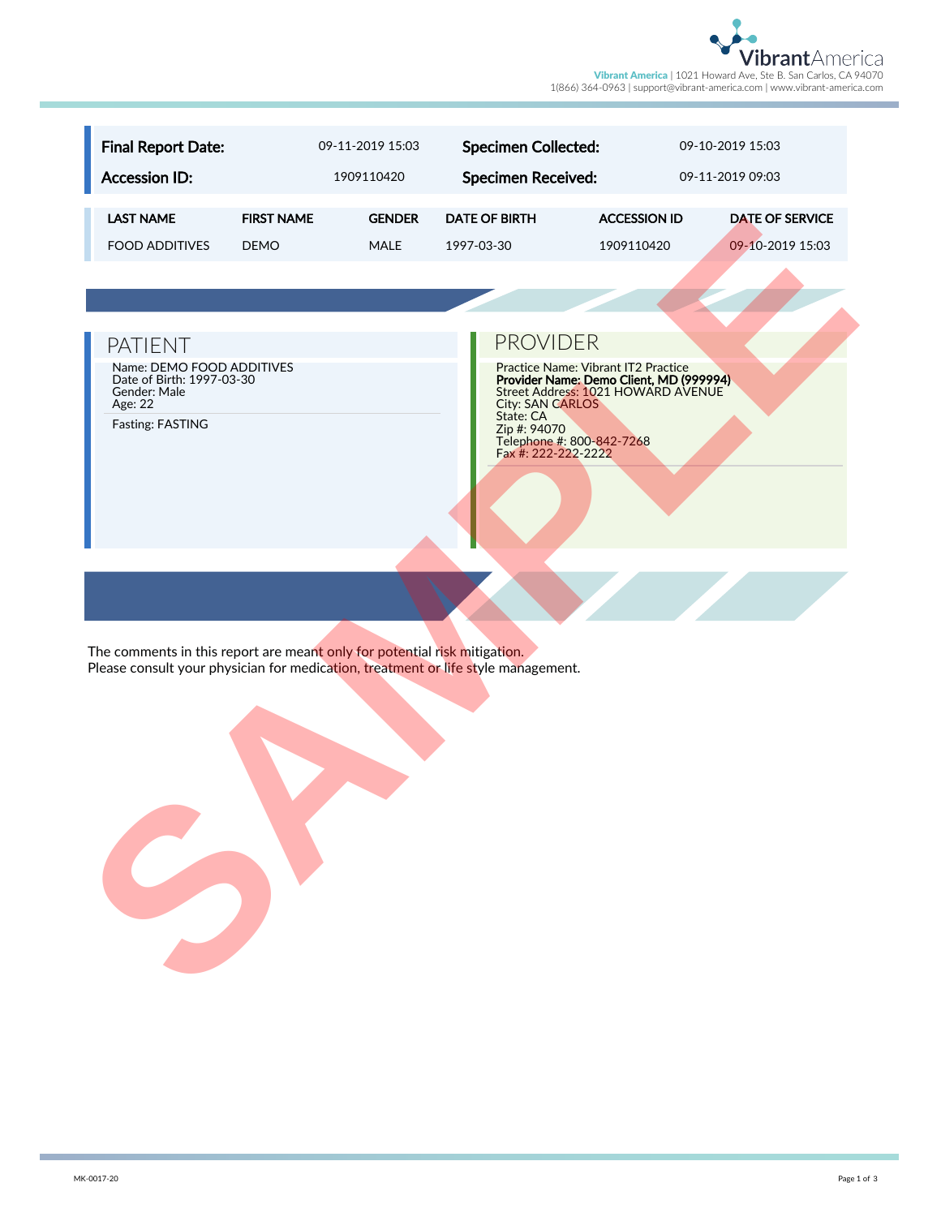Vibrant America | 1021 Howard Ave, Ste B. San Carlos, CA 94070
1(866) 364-0963 | support@vibrant-america.com | www.vibrant-america.com

| **Final Report Date:** | 09-11-2019 15:03 | **Specimen Collected:** | 09-10-2019 15:03 |
|---|---|---|---|
| **Accession ID:** | 1909110420 | **Specimen Received:** | 09-11-2019 09:03 |

| LAST NAME | FIRST NAME | GENDER | DATE OF BIRTH | ACCESSION ID | DATE OF SERVICE |
|---|---|---|---|---|---|
| FOOD ADDITIVES | DEMO | MALE | 1997-03-30 | 1909110420 | 09-10-2019 15:03 |

## PATIENT

Name: DEMO FOOD ADDITIVES
Date of Birth: 1997-03-30
Gender: Male
Age: 22

Fasting: FASTING

## PROVIDER

Practice Name: Vibrant IT2 Practice
**Provider Name: Demo Client, MD (999994)**
Street Address: 1021 HOWARD AVENUE
City: SAN CARLOS
State: CA
Zip #: 94070
Telephone #: 800-842-7268
Fax #: 222-222-2222

The comments in this report are meant only for potential risk mitigation.
Please consult your physician for medication, treatment or life style management.

MK-0017-20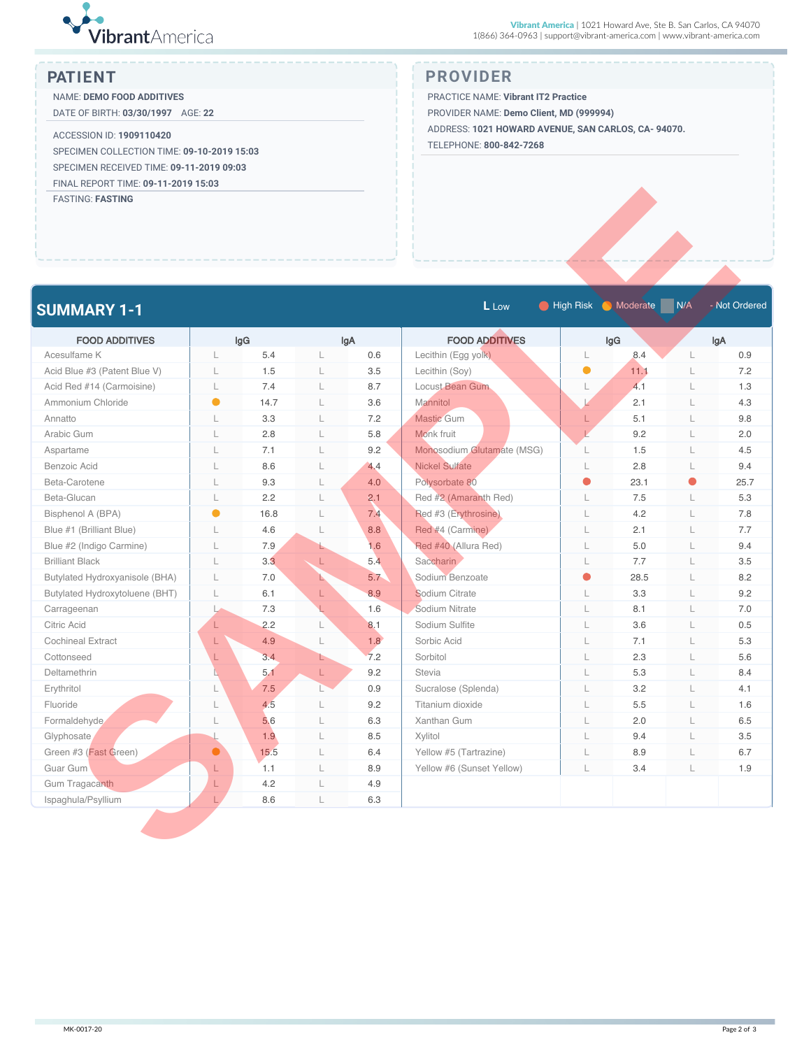Vibrant America | 1021 Howard Ave, Ste B. San Carlos, CA 94070
1(866) 364-0963 | support@vibrant-america.com | www.vibrant-america.com

## PATIENT

NAME: **DEMO FOOD ADDITIVES**
DATE OF BIRTH: **03/30/1997** AGE: **22**

ACCESSION ID: **1909110420**
SPECIMEN COLLECTION TIME: **09-10-2019 15:03**
SPECIMEN RECEIVED TIME: **09-11-2019 09:03**
FINAL REPORT TIME: **09-11-2019 15:03**
FASTING: **FASTING**

## PROVIDER

PRACTICE NAME: **Vibrant IT2 Practice**
PROVIDER NAME: **Demo Client, MD (999994)**
ADDRESS: **1021 HOWARD AVENUE, SAN CARLOS, CA- 94070.**
TELEPHONE: **800-842-7268**

SAMPLE

## SUMMARY 1-1

L Low | ● High Risk | ● Moderate | N/A | - Not Ordered

| FOOD ADDITIVES | IgG | | IgA | |
|---|---|---|---|---|
| Acesulfame K | L | 5.4 | L | 0.6 |
| Acid Blue #3 (Patent Blue V) | L | 1.5 | L | 3.5 |
| Acid Red #14 (Carmoisine) | L | 7.4 | L | 8.7 |
| Ammonium Chloride | ● Moderate | 14.7 | L | 3.6 |
| Annatto | L | 3.3 | L | 7.2 |
| Arabic Gum | L | 2.8 | L | 5.8 |
| Aspartame | L | 7.1 | L | 9.2 |
| Benzoic Acid | L | 8.6 | L | 4.4 |
| Beta-Carotene | L | 9.3 | L | 4.0 |
| Beta-Glucan | L | 2.2 | L | 2.1 |
| Bisphenol A (BPA) | ● Moderate | 16.8 | L | 7.4 |
| Blue #1 (Brilliant Blue) | L | 4.6 | L | 8.8 |
| Blue #2 (Indigo Carmine) | L | 7.9 | L | 1.6 |
| Brilliant Black | L | 3.3 | L | 5.4 |
| Butylated Hydroxyanisole (BHA) | L | 7.0 | L | 5.7 |
| Butylated Hydroxytoluene (BHT) | L | 6.1 | L | 8.9 |
| Carrageenan | L | 7.3 | L | 1.6 |
| Citric Acid | L | 2.2 | L | 8.1 |
| Cochineal Extract | L | 4.9 | L | 1.8 |
| Cottonseed | L | 3.4 | L | 7.2 |
| Deltamethrin | L | 5.1 | L | 9.2 |
| Erythritol | L | 7.5 | L | 0.9 |
| Fluoride | L | 4.5 | L | 9.2 |
| Formaldehyde | L | 5.6 | L | 6.3 |
| Glyphosate | L | 1.9 | L | 8.5 |
| Green #3 (Fast Green) | ● Moderate | 15.5 | L | 6.4 |
| Guar Gum | L | 1.1 | L | 8.9 |
| Gum Tragacanth | L | 4.2 | L | 4.9 |
| Ispaghula/Psyllium | L | 8.6 | L | 6.3 |

| FOOD ADDITIVES | IgG | | IgA | |
|---|---|---|---|---|
| Lecithin (Egg yolk) | L | 8.4 | L | 0.9 |
| Lecithin (Soy) | ● Moderate | 11.1 | L | 7.2 |
| Locust Bean Gum | L | 4.1 | L | 1.3 |
| Mannitol | L | 2.1 | L | 4.3 |
| Mastic Gum | L | 5.1 | L | 9.8 |
| Monk fruit | L | 9.2 | L | 2.0 |
| Monosodium Glutamate (MSG) | L | 1.5 | L | 4.5 |
| Nickel Sulfate | L | 2.8 | L | 9.4 |
| Polysorbate 80 | ● High Risk | 23.1 | ● High Risk | 25.7 |
| Red #2 (Amaranth Red) | L | 7.5 | L | 5.3 |
| Red #3 (Erythrosine) | L | 4.2 | L | 7.8 |
| Red #4 (Carmine) | L | 2.1 | L | 7.7 |
| Red #40 (Allura Red) | L | 5.0 | L | 9.4 |
| Saccharin | L | 7.7 | L | 3.5 |
| Sodium Benzoate | ● High Risk | 28.5 | L | 8.2 |
| Sodium Citrate | L | 3.3 | L | 9.2 |
| Sodium Nitrate | L | 8.1 | L | 7.0 |
| Sodium Sulfite | L | 3.6 | L | 0.5 |
| Sorbic Acid | L | 7.1 | L | 5.3 |
| Sorbitol | L | 2.3 | L | 5.6 |
| Stevia | L | 5.3 | L | 8.4 |
| Sucralose (Splenda) | L | 3.2 | L | 4.1 |
| Titanium dioxide | L | 5.5 | L | 1.6 |
| Xanthan Gum | L | 2.0 | L | 6.5 |
| Xylitol | L | 9.4 | L | 3.5 |
| Yellow #5 (Tartrazine) | L | 8.9 | L | 6.7 |
| Yellow #6 (Sunset Yellow) | L | 3.4 | L | 1.9 |

MK-0017-20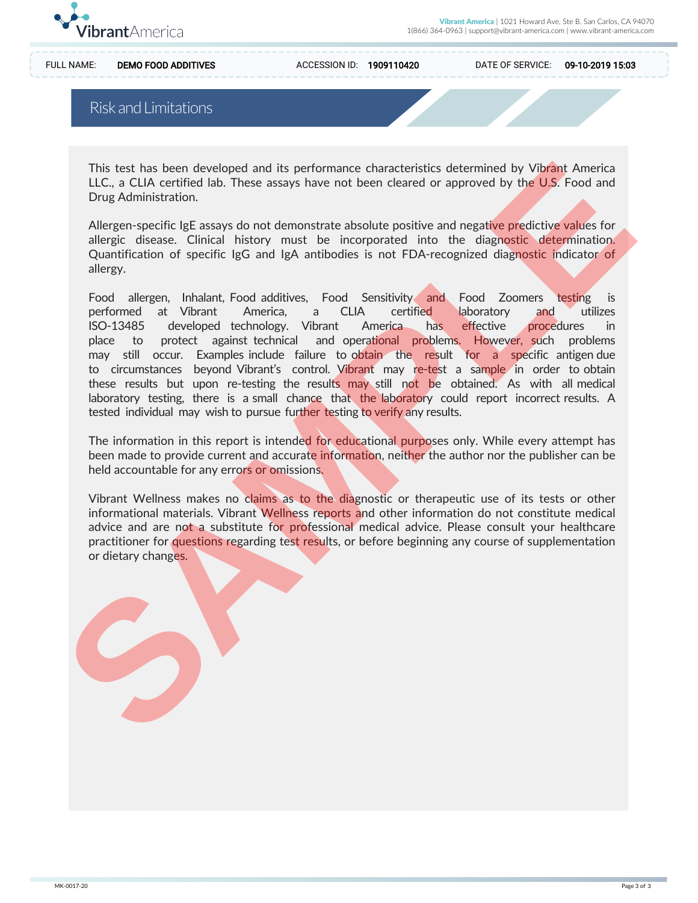FULL NAME: DEMO FOOD ADDITIVES ACCESSION ID: 1909110420 DATE OF SERVICE: 09-10-2019 15:03

# Risk and Limitations

This test has been developed and its performance characteristics determined by Vibrant America LLC., a CLIA certified lab. These assays have not been cleared or approved by the U.S. Food and Drug Administration.

Allergen-specific IgE assays do not demonstrate absolute positive and negative predictive values for allergic disease. Clinical history must be incorporated into the diagnostic determination. Quantification of specific IgG and IgA antibodies is not FDA-recognized diagnostic indicator of allergy.

Food allergen, Inhalant, Food additives, Food Sensitivity and Food Zoomers testing is performed at Vibrant America, a CLIA certified laboratory and utilizes ISO-13485 developed technology. Vibrant America has effective procedures in place to protect against technical and operational problems. However, such problems may still occur. Examples include failure to obtain the result for a specific antigen due to circumstances beyond Vibrant's control. Vibrant may re-test a sample in order to obtain these results but upon re-testing the results may still not be obtained. As with all medical laboratory testing, there is a small chance that the laboratory could report incorrect results. A tested individual may wish to pursue further testing to verify any results.

The information in this report is intended for educational purposes only. While every attempt has been made to provide current and accurate information, neither the author nor the publisher can be held accountable for any errors or omissions.

Vibrant Wellness makes no claims as to the diagnostic or therapeutic use of its tests or other informational materials. Vibrant Wellness reports and other information do not constitute medical advice and are not a substitute for professional medical advice. Please consult your healthcare practitioner for questions regarding test results, or before beginning any course of supplementation or dietary changes.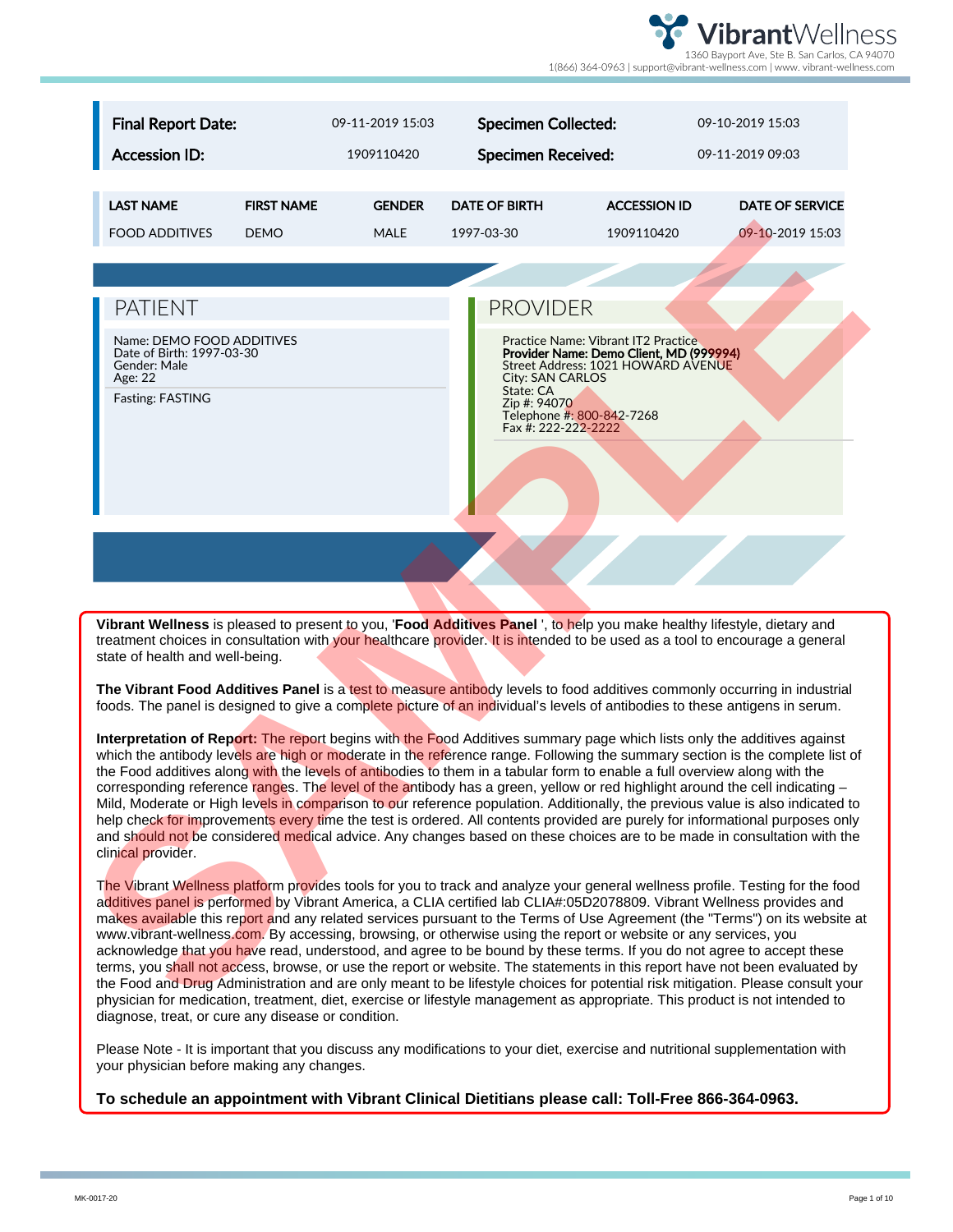| Final Report Date: | 09-11-2019 15:03 | Specimen Collected: | 09-10-2019 15:03 |
|---|---|---|---|
| Accession ID: | 1909110420 | Specimen Received: | 09-11-2019 09:03 |

| LAST NAME | FIRST NAME | GENDER | DATE OF BIRTH | ACCESSION ID | DATE OF SERVICE |
|---|---|---|---|---|---|
| FOOD ADDITIVES | DEMO | MALE | 1997-03-30 | 1909110420 | 09-10-2019 15:03 |

## PATIENT

Name: DEMO FOOD ADDITIVES
Date of Birth: 1997-03-30
Gender: Male
Age: 22

Fasting: FASTING

## PROVIDER

Practice Name: Vibrant IT2 Practice
**Provider Name: Demo Client, MD (999994)**
Street Address: 1021 HOWARD AVENUE
City: SAN CARLOS
State: CA
Zip #: 94070
Telephone #: 800-842-7268
Fax #: 222-222-2222

**Vibrant Wellness** is pleased to present to you, '**Food Additives Panel** ', to help you make healthy lifestyle, dietary and treatment choices in consultation with your healthcare provider. It is intended to be used as a tool to encourage a general state of health and well-being.

**The Vibrant Food Additives Panel** is a test to measure antibody levels to food additives commonly occurring in industrial foods. The panel is designed to give a complete picture of an individual's levels of antibodies to these antigens in serum.

**Interpretation of Report:** The report begins with the Food Additives summary page which lists only the additives against which the antibody levels are high or moderate in the reference range. Following the summary section is the complete list of the Food additives along with the levels of antibodies to them in a tabular form to enable a full overview along with the corresponding reference ranges. The level of the antibody has a green, yellow or red highlight around the cell indicating – Mild, Moderate or High levels in comparison to our reference population. Additionally, the previous value is also indicated to help check for improvements every time the test is ordered. All contents provided are purely for informational purposes only and should not be considered medical advice. Any changes based on these choices are to be made in consultation with the clinical provider.

The Vibrant Wellness platform provides tools for you to track and analyze your general wellness profile. Testing for the food additives panel is performed by Vibrant America, a CLIA certified lab CLIA#:05D2078809. Vibrant Wellness provides and makes available this report and any related services pursuant to the Terms of Use Agreement (the "Terms") on its website at www.vibrant-wellness.com. By accessing, browsing, or otherwise using the report or website or any services, you acknowledge that you have read, understood, and agree to be bound by these terms. If you do not agree to accept these terms, you shall not access, browse, or use the report or website. The statements in this report have not been evaluated by the Food and Drug Administration and are only meant to be lifestyle choices for potential risk mitigation. Please consult your physician for medication, treatment, diet, exercise or lifestyle management as appropriate. This product is not intended to diagnose, treat, or cure any disease or condition.

Please Note - It is important that you discuss any modifications to your diet, exercise and nutritional supplementation with your physician before making any changes.

**To schedule an appointment with Vibrant Clinical Dietitians please call: Toll-Free 866-364-0963.**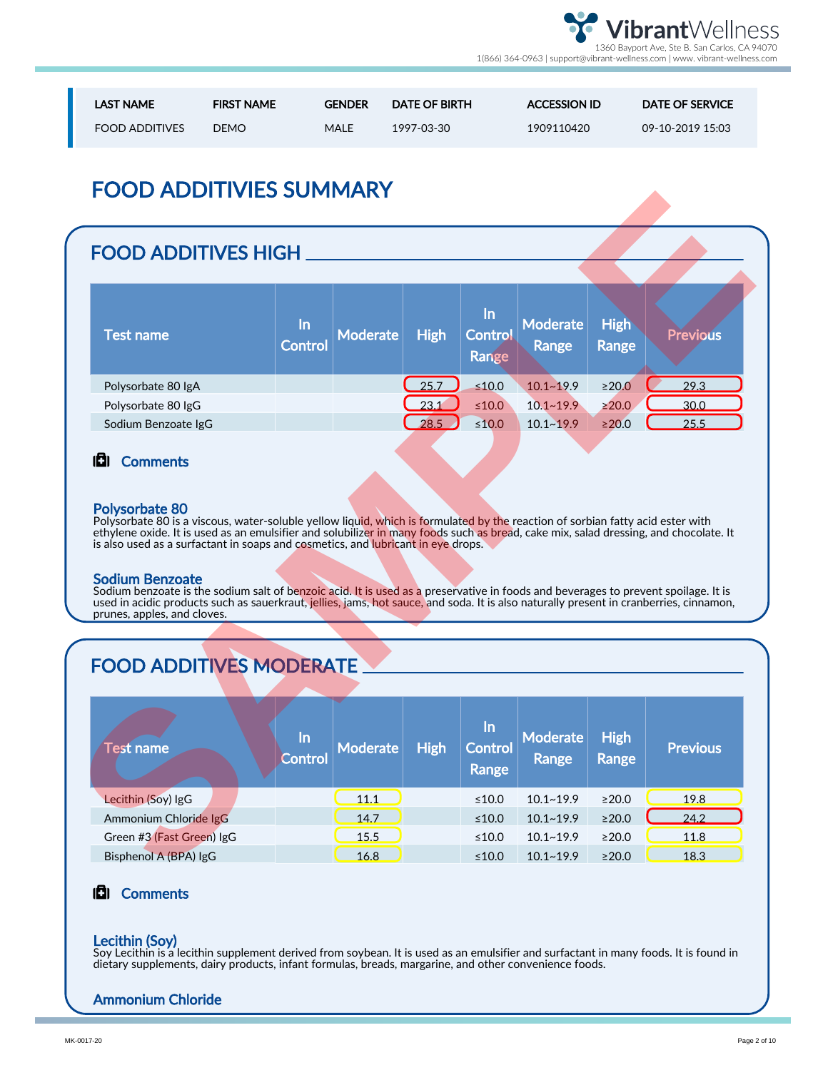| LAST NAME | FIRST NAME | GENDER | DATE OF BIRTH | ACCESSION ID | DATE OF SERVICE |
|---|---|---|---|---|---|
| FOOD ADDITIVES | DEMO | MALE | 1997-03-30 | 1909110420 | 09-10-2019 15:03 |

# FOOD ADDITIVIES SUMMARY

## FOOD ADDITIVES HIGH

| Test name | In Control | Moderate | High | In Control Range | Moderate Range | High Range | Previous |
|---|---|---|---|---|---|---|---|
| Polysorbate 80 IgA | | | 25.7 | ≤10.0 | 10.1~19.9 | ≥20.0 | 29.3 |
| Polysorbate 80 IgG | | | 23.1 | ≤10.0 | 10.1~19.9 | ≥20.0 | 30.0 |
| Sodium Benzoate IgG | | | 28.5 | ≤10.0 | 10.1~19.9 | ≥20.0 | 25.5 |

### Comments

**Polysorbate 80**
Polysorbate 80 is a viscous, water-soluble yellow liquid, which is formulated by the reaction of sorbian fatty acid ester with ethylene oxide. It is used as an emulsifier and solubilizer in many foods such as bread, cake mix, salad dressing, and chocolate. It is also used as a surfactant in soaps and cosmetics, and lubricant in eye drops.

**Sodium Benzoate**
Sodium benzoate is the sodium salt of benzoic acid. It is used as a preservative in foods and beverages to prevent spoilage. It is used in acidic products such as sauerkraut, jellies, jams, hot sauce, and soda. It is also naturally present in cranberries, cinnamon, prunes, apples, and cloves.

## FOOD ADDITIVES MODERATE

| Test name | In Control | Moderate | High | In Control Range | Moderate Range | High Range | Previous |
|---|---|---|---|---|---|---|---|
| Lecithin (Soy) IgG | | 11.1 | | ≤10.0 | 10.1~19.9 | ≥20.0 | 19.8 |
| Ammonium Chloride IgG | | 14.7 | | ≤10.0 | 10.1~19.9 | ≥20.0 | 24.2 |
| Green #3 (Fast Green) IgG | | 15.5 | | ≤10.0 | 10.1~19.9 | ≥20.0 | 11.8 |
| Bisphenol A (BPA) IgG | | 16.8 | | ≤10.0 | 10.1~19.9 | ≥20.0 | 18.3 |

### Comments

**Lecithin (Soy)**
Soy Lecithin is a lecithin supplement derived from soybean. It is used as an emulsifier and surfactant in many foods. It is found in dietary supplements, dairy products, infant formulas, breads, margarine, and other convenience foods.

**Ammonium Chloride**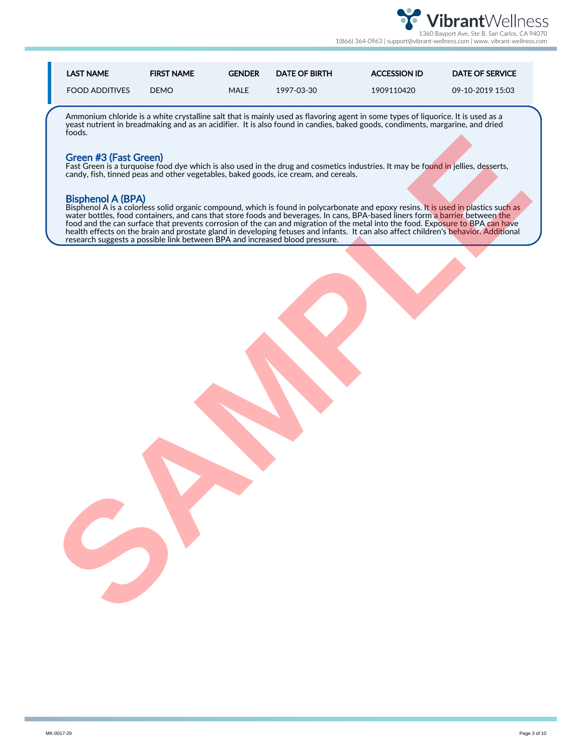| LAST NAME | FIRST NAME | GENDER | DATE OF BIRTH | ACCESSION ID | DATE OF SERVICE |
|---|---|---|---|---|---|
| FOOD ADDITIVES | DEMO | MALE | 1997-03-30 | 1909110420 | 09-10-2019 15:03 |

Ammonium chloride is a white crystalline salt that is mainly used as flavoring agent in some types of liquorice. It is used as a yeast nutrient in breadmaking and as an acidifier. It is also found in candies, baked goods, condiments, margarine, and dried foods.

## Green #3 (Fast Green)

Fast Green is a turquoise food dye which is also used in the drug and cosmetics industries. It may be found in jellies, desserts, candy, fish, tinned peas and other vegetables, baked goods, ice cream, and cereals.

## Bisphenol A (BPA)

Bisphenol A is a colorless solid organic compound, which is found in polycarbonate and epoxy resins. It is used in plastics such as water bottles, food containers, and cans that store foods and beverages. In cans, BPA-based liners form a barrier between the food and the can surface that prevents corrosion of the can and migration of the metal into the food. Exposure to BPA can have health effects on the brain and prostate gland in developing fetuses and infants. It can also affect children's behavior. Additional research suggests a possible link between BPA and increased blood pressure.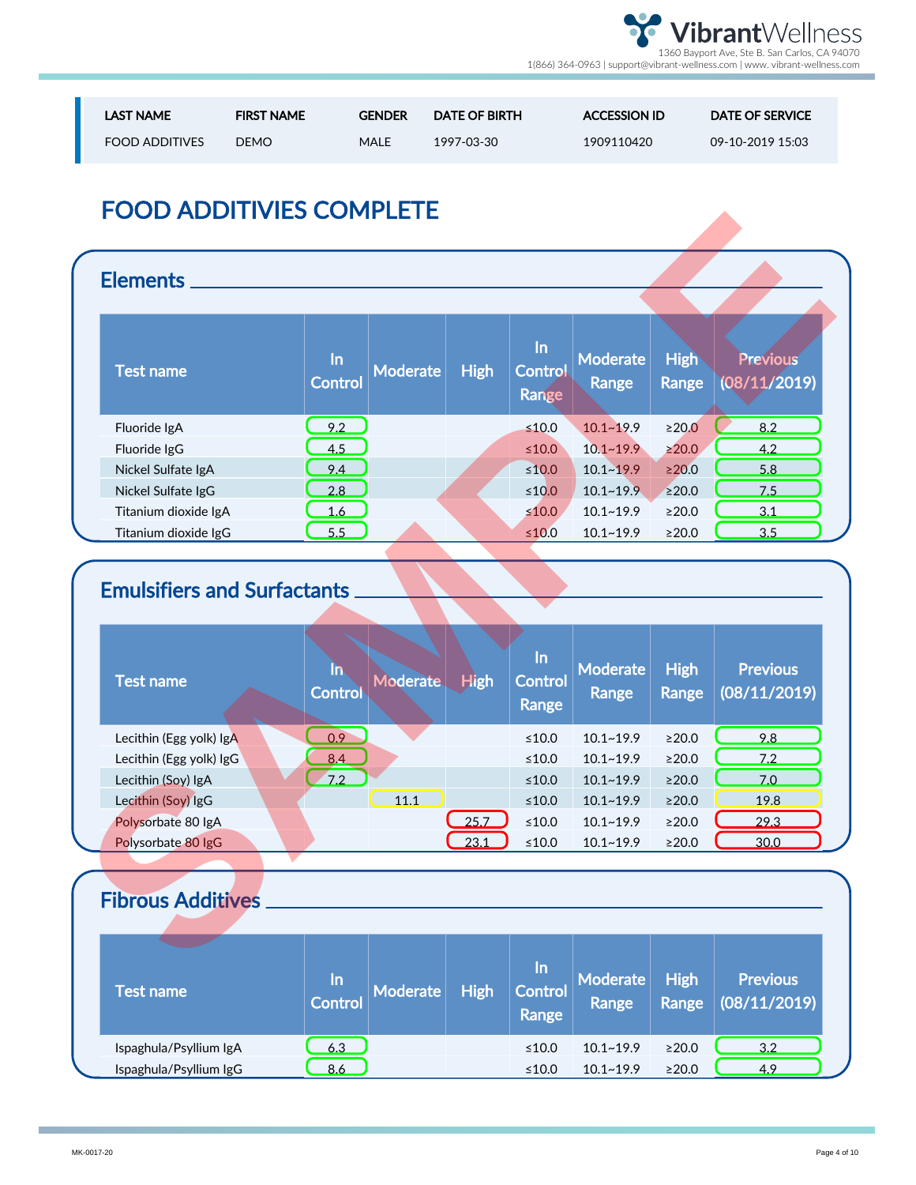| LAST NAME | FIRST NAME | GENDER | DATE OF BIRTH | ACCESSION ID | DATE OF SERVICE |
|---|---|---|---|---|---|
| FOOD ADDITIVES | DEMO | MALE | 1997-03-30 | 1909110420 | 09-10-2019 15:03 |

# FOOD ADDITIVIES COMPLETE

## Elements

| Test name | In Control | Moderate | High | In Control Range | Moderate Range | High Range | Previous (08/11/2019) |
|---|---|---|---|---|---|---|---|
| Fluoride IgA | 9.2 | | | ≤10.0 | 10.1~19.9 | ≥20.0 | 8.2 |
| Fluoride IgG | 4.5 | | | ≤10.0 | 10.1~19.9 | ≥20.0 | 4.2 |
| Nickel Sulfate IgA | 9.4 | | | ≤10.0 | 10.1~19.9 | ≥20.0 | 5.8 |
| Nickel Sulfate IgG | 2.8 | | | ≤10.0 | 10.1~19.9 | ≥20.0 | 7.5 |
| Titanium dioxide IgA | 1.6 | | | ≤10.0 | 10.1~19.9 | ≥20.0 | 3.1 |
| Titanium dioxide IgG | 5.5 | | | ≤10.0 | 10.1~19.9 | ≥20.0 | 3.5 |

## Emulsifiers and Surfactants

| Test name | In Control | Moderate | High | In Control Range | Moderate Range | High Range | Previous (08/11/2019) |
|---|---|---|---|---|---|---|---|
| Lecithin (Egg yolk) IgA | 0.9 | | | ≤10.0 | 10.1~19.9 | ≥20.0 | 9.8 |
| Lecithin (Egg yolk) IgG | 8.4 | | | ≤10.0 | 10.1~19.9 | ≥20.0 | 7.2 |
| Lecithin (Soy) IgA | 7.2 | | | ≤10.0 | 10.1~19.9 | ≥20.0 | 7.0 |
| Lecithin (Soy) IgG | | 11.1 | | ≤10.0 | 10.1~19.9 | ≥20.0 | 19.8 |
| Polysorbate 80 IgA | | | 25.7 | ≤10.0 | 10.1~19.9 | ≥20.0 | 29.3 |
| Polysorbate 80 IgG | | | 23.1 | ≤10.0 | 10.1~19.9 | ≥20.0 | 30.0 |

## Fibrous Additives

| Test name | In Control | Moderate | High | In Control Range | Moderate Range | High Range | Previous (08/11/2019) |
|---|---|---|---|---|---|---|---|
| Ispaghula/Psyllium IgA | 6.3 | | | ≤10.0 | 10.1~19.9 | ≥20.0 | 3.2 |
| Ispaghula/Psyllium IgG | 8.6 | | | ≤10.0 | 10.1~19.9 | ≥20.0 | 4.9 |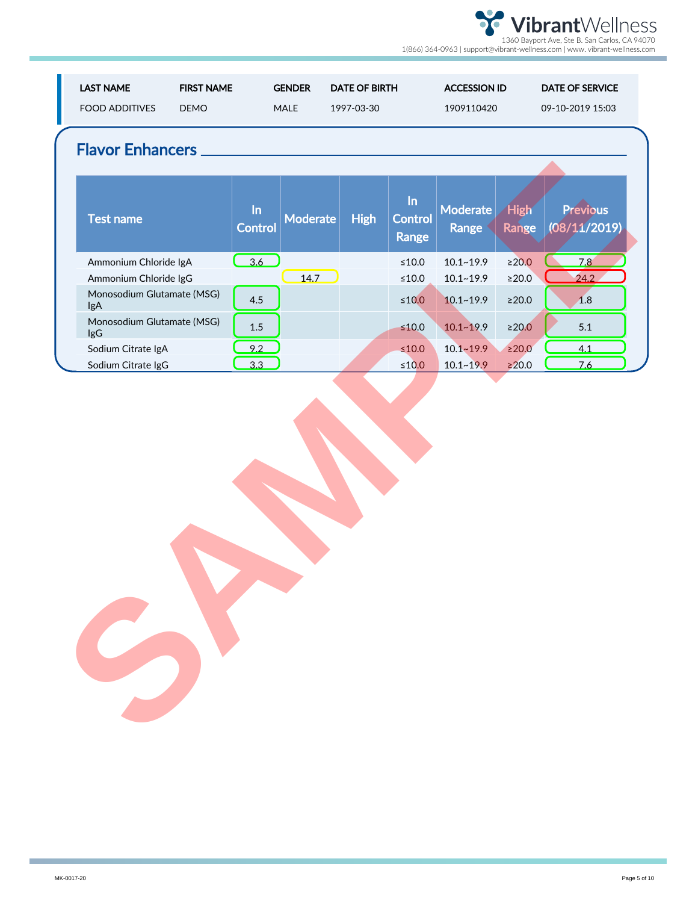| LAST NAME | FIRST NAME | GENDER | DATE OF BIRTH | ACCESSION ID | DATE OF SERVICE |
|---|---|---|---|---|---|
| FOOD ADDITIVES | DEMO | MALE | 1997-03-30 | 1909110420 | 09-10-2019 15:03 |

## Flavor Enhancers

| Test name | In Control | Moderate | High | In Control Range | Moderate Range | High Range | Previous (08/11/2019) |
|---|---|---|---|---|---|---|---|
| Ammonium Chloride IgA | 3.6 | | | ≤10.0 | 10.1~19.9 | ≥20.0 | 7.8 |
| Ammonium Chloride IgG | | 14.7 | | ≤10.0 | 10.1~19.9 | ≥20.0 | 24.2 |
| Monosodium Glutamate (MSG) IgA | 4.5 | | | ≤10.0 | 10.1~19.9 | ≥20.0 | 1.8 |
| Monosodium Glutamate (MSG) IgG | 1.5 | | | ≤10.0 | 10.1~19.9 | ≥20.0 | 5.1 |
| Sodium Citrate IgA | 9.2 | | | ≤10.0 | 10.1~19.9 | ≥20.0 | 4.1 |
| Sodium Citrate IgG | 3.3 | | | ≤10.0 | 10.1~19.9 | ≥20.0 | 7.6 |

SAMPLE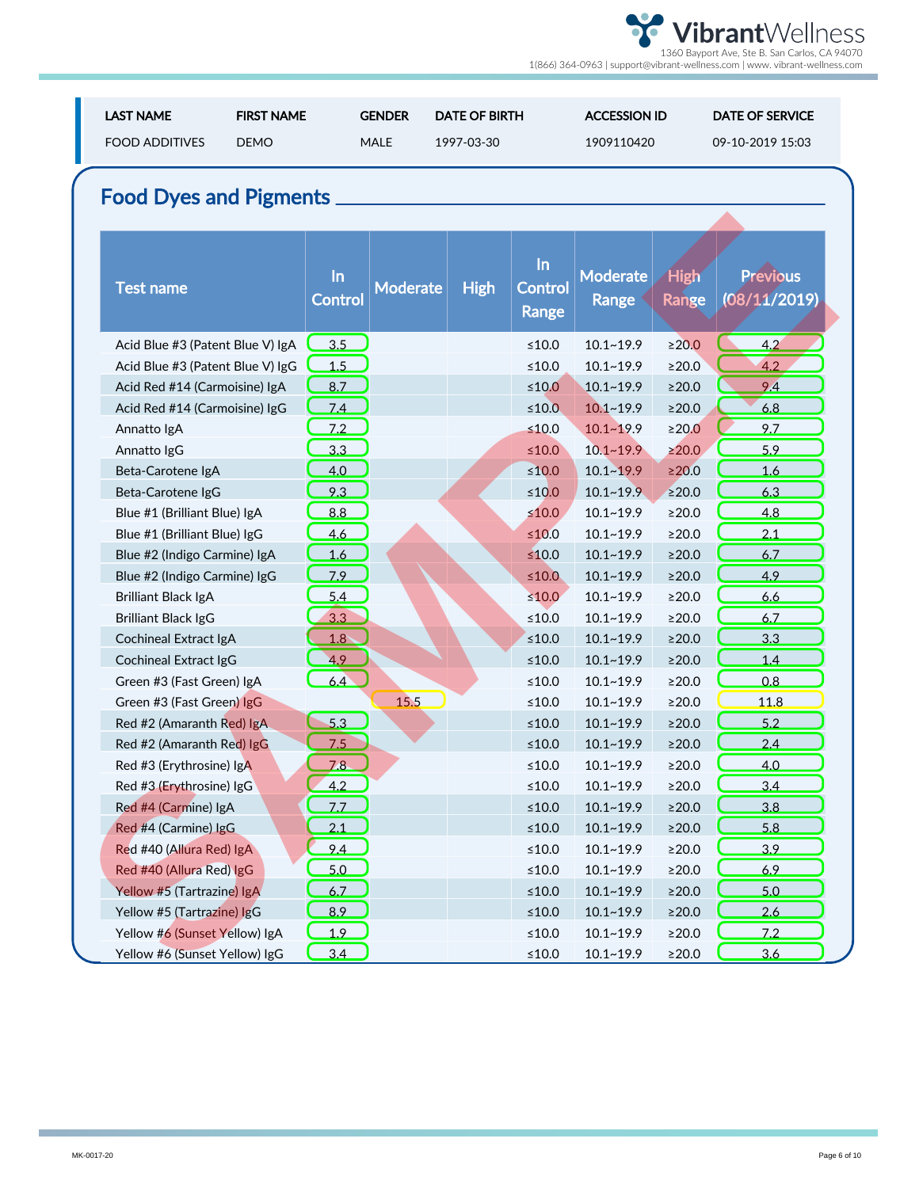| LAST NAME | FIRST NAME | GENDER | DATE OF BIRTH | ACCESSION ID | DATE OF SERVICE |
|---|---|---|---|---|---|
| FOOD ADDITIVES | DEMO | MALE | 1997-03-30 | 1909110420 | 09-10-2019 15:03 |

## Food Dyes and Pigments

| Test name | In Control | Moderate | High | In Control Range | Moderate Range | High Range | Previous (08/11/2019) |
|---|---|---|---|---|---|---|---|
| Acid Blue #3 (Patent Blue V) IgA | 3.5 | | | ≤10.0 | 10.1~19.9 | ≥20.0 | 4.2 |
| Acid Blue #3 (Patent Blue V) IgG | 1.5 | | | ≤10.0 | 10.1~19.9 | ≥20.0 | 4.2 |
| Acid Red #14 (Carmoisine) IgA | 8.7 | | | ≤10.0 | 10.1~19.9 | ≥20.0 | 9.4 |
| Acid Red #14 (Carmoisine) IgG | 7.4 | | | ≤10.0 | 10.1~19.9 | ≥20.0 | 6.8 |
| Annatto IgA | 7.2 | | | ≤10.0 | 10.1~19.9 | ≥20.0 | 9.7 |
| Annatto IgG | 3.3 | | | ≤10.0 | 10.1~19.9 | ≥20.0 | 5.9 |
| Beta-Carotene IgA | 4.0 | | | ≤10.0 | 10.1~19.9 | ≥20.0 | 1.6 |
| Beta-Carotene IgG | 9.3 | | | ≤10.0 | 10.1~19.9 | ≥20.0 | 6.3 |
| Blue #1 (Brilliant Blue) IgA | 8.8 | | | ≤10.0 | 10.1~19.9 | ≥20.0 | 4.8 |
| Blue #1 (Brilliant Blue) IgG | 4.6 | | | ≤10.0 | 10.1~19.9 | ≥20.0 | 2.1 |
| Blue #2 (Indigo Carmine) IgA | 1.6 | | | ≤10.0 | 10.1~19.9 | ≥20.0 | 6.7 |
| Blue #2 (Indigo Carmine) IgG | 7.9 | | | ≤10.0 | 10.1~19.9 | ≥20.0 | 4.9 |
| Brilliant Black IgA | 5.4 | | | ≤10.0 | 10.1~19.9 | ≥20.0 | 6.6 |
| Brilliant Black IgG | 3.3 | | | ≤10.0 | 10.1~19.9 | ≥20.0 | 6.7 |
| Cochineal Extract IgA | 1.8 | | | ≤10.0 | 10.1~19.9 | ≥20.0 | 3.3 |
| Cochineal Extract IgG | 4.9 | | | ≤10.0 | 10.1~19.9 | ≥20.0 | 1.4 |
| Green #3 (Fast Green) IgA | 6.4 | | | ≤10.0 | 10.1~19.9 | ≥20.0 | 0.8 |
| Green #3 (Fast Green) IgG | | 15.5 | | ≤10.0 | 10.1~19.9 | ≥20.0 | 11.8 |
| Red #2 (Amaranth Red) IgA | 5.3 | | | ≤10.0 | 10.1~19.9 | ≥20.0 | 5.2 |
| Red #2 (Amaranth Red) IgG | 7.5 | | | ≤10.0 | 10.1~19.9 | ≥20.0 | 2.4 |
| Red #3 (Erythrosine) IgA | 7.8 | | | ≤10.0 | 10.1~19.9 | ≥20.0 | 4.0 |
| Red #3 (Erythrosine) IgG | 4.2 | | | ≤10.0 | 10.1~19.9 | ≥20.0 | 3.4 |
| Red #4 (Carmine) IgA | 7.7 | | | ≤10.0 | 10.1~19.9 | ≥20.0 | 3.8 |
| Red #4 (Carmine) IgG | 2.1 | | | ≤10.0 | 10.1~19.9 | ≥20.0 | 5.8 |
| Red #40 (Allura Red) IgA | 9.4 | | | ≤10.0 | 10.1~19.9 | ≥20.0 | 3.9 |
| Red #40 (Allura Red) IgG | 5.0 | | | ≤10.0 | 10.1~19.9 | ≥20.0 | 6.9 |
| Yellow #5 (Tartrazine) IgA | 6.7 | | | ≤10.0 | 10.1~19.9 | ≥20.0 | 5.0 |
| Yellow #5 (Tartrazine) IgG | 8.9 | | | ≤10.0 | 10.1~19.9 | ≥20.0 | 2.6 |
| Yellow #6 (Sunset Yellow) IgA | 1.9 | | | ≤10.0 | 10.1~19.9 | ≥20.0 | 7.2 |
| Yellow #6 (Sunset Yellow) IgG | 3.4 | | | ≤10.0 | 10.1~19.9 | ≥20.0 | 3.6 |

MK-0017-20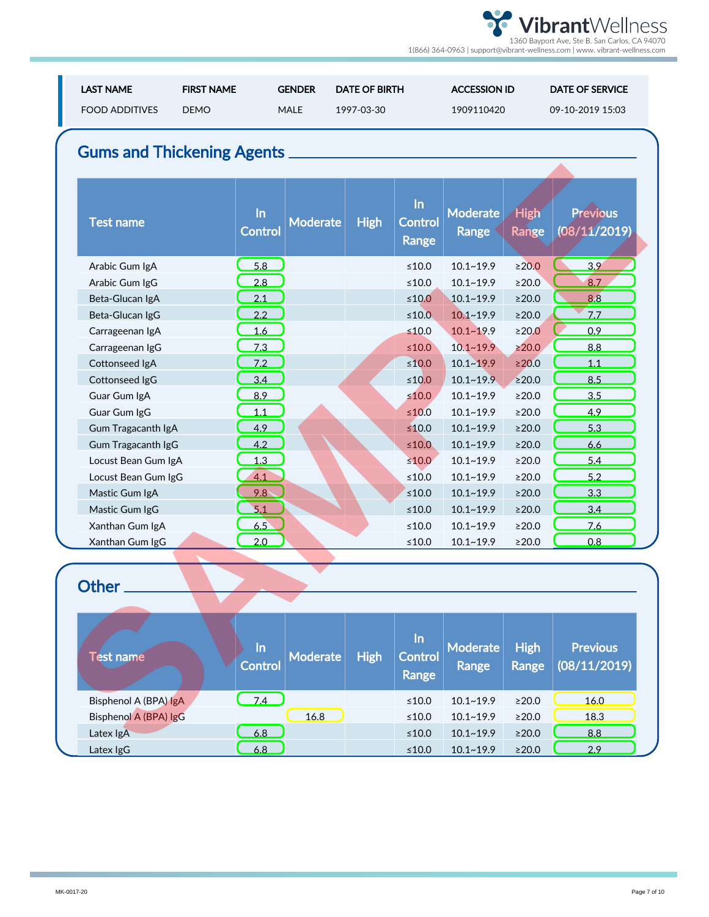| LAST NAME | FIRST NAME | GENDER | DATE OF BIRTH | ACCESSION ID | DATE OF SERVICE |
|---|---|---|---|---|---|
| FOOD ADDITIVES | DEMO | MALE | 1997-03-30 | 1909110420 | 09-10-2019 15:03 |

## Gums and Thickening Agents

| Test name | In Control | Moderate | High | In Control Range | Moderate Range | High Range | Previous (08/11/2019) |
|---|---|---|---|---|---|---|---|
| Arabic Gum IgA | 5.8 | | | ≤10.0 | 10.1~19.9 | ≥20.0 | 3.9 |
| Arabic Gum IgG | 2.8 | | | ≤10.0 | 10.1~19.9 | ≥20.0 | 8.7 |
| Beta-Glucan IgA | 2.1 | | | ≤10.0 | 10.1~19.9 | ≥20.0 | 8.8 |
| Beta-Glucan IgG | 2.2 | | | ≤10.0 | 10.1~19.9 | ≥20.0 | 7.7 |
| Carrageenan IgA | 1.6 | | | ≤10.0 | 10.1~19.9 | ≥20.0 | 0.9 |
| Carrageenan IgG | 7.3 | | | ≤10.0 | 10.1~19.9 | ≥20.0 | 8.8 |
| Cottonseed IgA | 7.2 | | | ≤10.0 | 10.1~19.9 | ≥20.0 | 1.1 |
| Cottonseed IgG | 3.4 | | | ≤10.0 | 10.1~19.9 | ≥20.0 | 8.5 |
| Guar Gum IgA | 8.9 | | | ≤10.0 | 10.1~19.9 | ≥20.0 | 3.5 |
| Guar Gum IgG | 1.1 | | | ≤10.0 | 10.1~19.9 | ≥20.0 | 4.9 |
| Gum Tragacanth IgA | 4.9 | | | ≤10.0 | 10.1~19.9 | ≥20.0 | 5.3 |
| Gum Tragacanth IgG | 4.2 | | | ≤10.0 | 10.1~19.9 | ≥20.0 | 6.6 |
| Locust Bean Gum IgA | 1.3 | | | ≤10.0 | 10.1~19.9 | ≥20.0 | 5.4 |
| Locust Bean Gum IgG | 4.1 | | | ≤10.0 | 10.1~19.9 | ≥20.0 | 5.2 |
| Mastic Gum IgA | 9.8 | | | ≤10.0 | 10.1~19.9 | ≥20.0 | 3.3 |
| Mastic Gum IgG | 5.1 | | | ≤10.0 | 10.1~19.9 | ≥20.0 | 3.4 |
| Xanthan Gum IgA | 6.5 | | | ≤10.0 | 10.1~19.9 | ≥20.0 | 7.6 |
| Xanthan Gum IgG | 2.0 | | | ≤10.0 | 10.1~19.9 | ≥20.0 | 0.8 |

## Other

| Test name | In Control | Moderate | High | In Control Range | Moderate Range | High Range | Previous (08/11/2019) |
|---|---|---|---|---|---|---|---|
| Bisphenol A (BPA) IgA | 7.4 | | | ≤10.0 | 10.1~19.9 | ≥20.0 | 16.0 |
| Bisphenol A (BPA) IgG | | 16.8 | | ≤10.0 | 10.1~19.9 | ≥20.0 | 18.3 |
| Latex IgA | 6.8 | | | ≤10.0 | 10.1~19.9 | ≥20.0 | 8.8 |
| Latex IgG | 6.8 | | | ≤10.0 | 10.1~19.9 | ≥20.0 | 2.9 |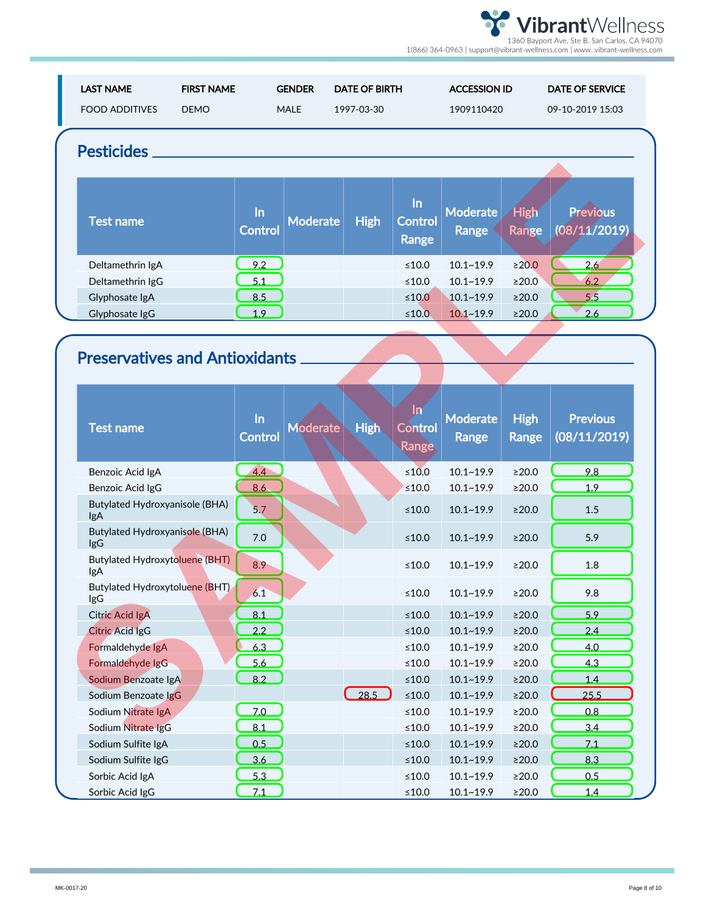| LAST NAME | FIRST NAME | GENDER | DATE OF BIRTH | ACCESSION ID | DATE OF SERVICE |
|---|---|---|---|---|---|
| FOOD ADDITIVES | DEMO | MALE | 1997-03-30 | 1909110420 | 09-10-2019 15:03 |

## Pesticides

| Test name | In Control | Moderate | High | In Control Range | Moderate Range | High Range | Previous (08/11/2019) |
|---|---|---|---|---|---|---|---|
| Deltamethrin IgA | 9.2 | | | ≤10.0 | 10.1~19.9 | ≥20.0 | 2.6 |
| Deltamethrin IgG | 5.1 | | | ≤10.0 | 10.1~19.9 | ≥20.0 | 6.2 |
| Glyphosate IgA | 8.5 | | | ≤10.0 | 10.1~19.9 | ≥20.0 | 5.5 |
| Glyphosate IgG | 1.9 | | | ≤10.0 | 10.1~19.9 | ≥20.0 | 2.6 |

## Preservatives and Antioxidants

| Test name | In Control | Moderate | High | In Control Range | Moderate Range | High Range | Previous (08/11/2019) |
|---|---|---|---|---|---|---|---|
| Benzoic Acid IgA | 4.4 | | | ≤10.0 | 10.1~19.9 | ≥20.0 | 9.8 |
| Benzoic Acid IgG | 8.6 | | | ≤10.0 | 10.1~19.9 | ≥20.0 | 1.9 |
| Butylated Hydroxyanisole (BHA) IgA | 5.7 | | | ≤10.0 | 10.1~19.9 | ≥20.0 | 1.5 |
| Butylated Hydroxyanisole (BHA) IgG | 7.0 | | | ≤10.0 | 10.1~19.9 | ≥20.0 | 5.9 |
| Butylated Hydroxytoluene (BHT) IgA | 8.9 | | | ≤10.0 | 10.1~19.9 | ≥20.0 | 1.8 |
| Butylated Hydroxytoluene (BHT) IgG | 6.1 | | | ≤10.0 | 10.1~19.9 | ≥20.0 | 9.8 |
| Citric Acid IgA | 8.1 | | | ≤10.0 | 10.1~19.9 | ≥20.0 | 5.9 |
| Citric Acid IgG | 2.2 | | | ≤10.0 | 10.1~19.9 | ≥20.0 | 2.4 |
| Formaldehyde IgA | 6.3 | | | ≤10.0 | 10.1~19.9 | ≥20.0 | 4.0 |
| Formaldehyde IgG | 5.6 | | | ≤10.0 | 10.1~19.9 | ≥20.0 | 4.3 |
| Sodium Benzoate IgA | 8.2 | | | ≤10.0 | 10.1~19.9 | ≥20.0 | 1.4 |
| Sodium Benzoate IgG | | | 28.5 | ≤10.0 | 10.1~19.9 | ≥20.0 | 25.5 |
| Sodium Nitrate IgA | 7.0 | | | ≤10.0 | 10.1~19.9 | ≥20.0 | 0.8 |
| Sodium Nitrate IgG | 8.1 | | | ≤10.0 | 10.1~19.9 | ≥20.0 | 3.4 |
| Sodium Sulfite IgA | 0.5 | | | ≤10.0 | 10.1~19.9 | ≥20.0 | 7.1 |
| Sodium Sulfite IgG | 3.6 | | | ≤10.0 | 10.1~19.9 | ≥20.0 | 8.3 |
| Sorbic Acid IgA | 5.3 | | | ≤10.0 | 10.1~19.9 | ≥20.0 | 0.5 |
| Sorbic Acid IgG | 7.1 | | | ≤10.0 | 10.1~19.9 | ≥20.0 | 1.4 |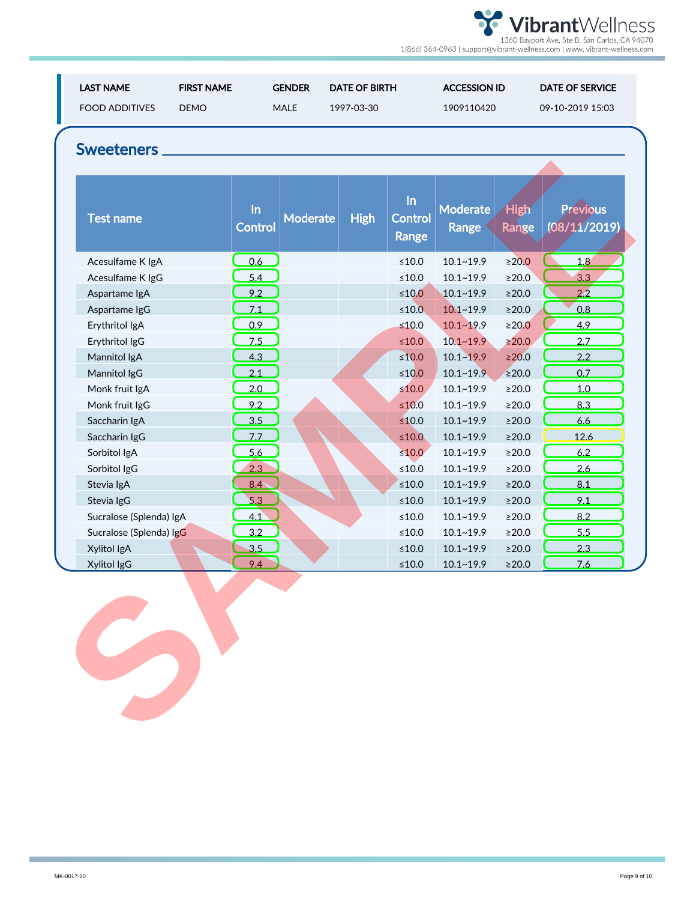| LAST NAME | FIRST NAME | GENDER | DATE OF BIRTH | ACCESSION ID | DATE OF SERVICE |
|---|---|---|---|---|---|
| FOOD ADDITIVES | DEMO | MALE | 1997-03-30 | 1909110420 | 09-10-2019 15:03 |

## Sweeteners

| Test name | In Control | Moderate | High | In Control Range | Moderate Range | High Range | Previous (08/11/2019) |
|---|---|---|---|---|---|---|---|
| Acesulfame K IgA | 0.6 | | | ≤10.0 | 10.1~19.9 | ≥20.0 | 1.8 |
| Acesulfame K IgG | 5.4 | | | ≤10.0 | 10.1~19.9 | ≥20.0 | 3.3 |
| Aspartame IgA | 9.2 | | | ≤10.0 | 10.1~19.9 | ≥20.0 | 2.2 |
| Aspartame IgG | 7.1 | | | ≤10.0 | 10.1~19.9 | ≥20.0 | 0.8 |
| Erythritol IgA | 0.9 | | | ≤10.0 | 10.1~19.9 | ≥20.0 | 4.9 |
| Erythritol IgG | 7.5 | | | ≤10.0 | 10.1~19.9 | ≥20.0 | 2.7 |
| Mannitol IgA | 4.3 | | | ≤10.0 | 10.1~19.9 | ≥20.0 | 2.2 |
| Mannitol IgG | 2.1 | | | ≤10.0 | 10.1~19.9 | ≥20.0 | 0.7 |
| Monk fruit IgA | 2.0 | | | ≤10.0 | 10.1~19.9 | ≥20.0 | 1.0 |
| Monk fruit IgG | 9.2 | | | ≤10.0 | 10.1~19.9 | ≥20.0 | 8.3 |
| Saccharin IgA | 3.5 | | | ≤10.0 | 10.1~19.9 | ≥20.0 | 6.6 |
| Saccharin IgG | 7.7 | | | ≤10.0 | 10.1~19.9 | ≥20.0 | 12.6 |
| Sorbitol IgA | 5.6 | | | ≤10.0 | 10.1~19.9 | ≥20.0 | 6.2 |
| Sorbitol IgG | 2.3 | | | ≤10.0 | 10.1~19.9 | ≥20.0 | 2.6 |
| Stevia IgA | 8.4 | | | ≤10.0 | 10.1~19.9 | ≥20.0 | 8.1 |
| Stevia IgG | 5.3 | | | ≤10.0 | 10.1~19.9 | ≥20.0 | 9.1 |
| Sucralose (Splenda) IgA | 4.1 | | | ≤10.0 | 10.1~19.9 | ≥20.0 | 8.2 |
| Sucralose (Splenda) IgG | 3.2 | | | ≤10.0 | 10.1~19.9 | ≥20.0 | 5.5 |
| Xylitol IgA | 3.5 | | | ≤10.0 | 10.1~19.9 | ≥20.0 | 2.3 |
| Xylitol IgG | 9.4 | | | ≤10.0 | 10.1~19.9 | ≥20.0 | 7.6 |

MK-0017-20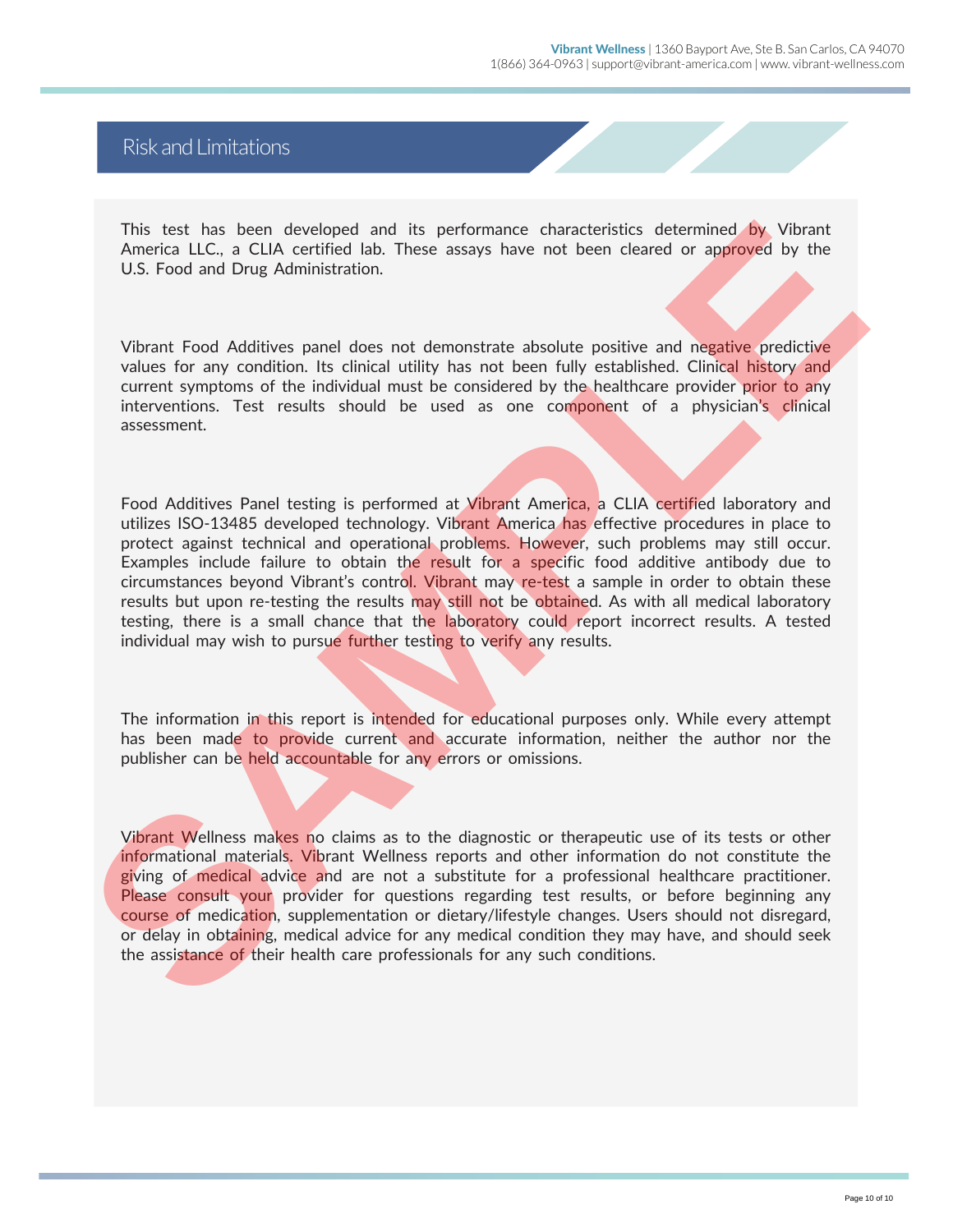## Risk and Limitations

This test has been developed and its performance characteristics determined by Vibrant America LLC., a CLIA certified lab. These assays have not been cleared or approved by the U.S. Food and Drug Administration.

Vibrant Food Additives panel does not demonstrate absolute positive and negative predictive values for any condition. Its clinical utility has not been fully established. Clinical history and current symptoms of the individual must be considered by the healthcare provider prior to any interventions. Test results should be used as one component of a physician's clinical assessment.

Food Additives Panel testing is performed at Vibrant America, a CLIA certified laboratory and utilizes ISO-13485 developed technology. Vibrant America has effective procedures in place to protect against technical and operational problems. However, such problems may still occur. Examples include failure to obtain the result for a specific food additive antibody due to circumstances beyond Vibrant's control. Vibrant may re-test a sample in order to obtain these results but upon re-testing the results may still not be obtained. As with all medical laboratory testing, there is a small chance that the laboratory could report incorrect results. A tested individual may wish to pursue further testing to verify any results.

The information in this report is intended for educational purposes only. While every attempt has been made to provide current and accurate information, neither the author nor the publisher can be held accountable for any errors or omissions.

Vibrant Wellness makes no claims as to the diagnostic or therapeutic use of its tests or other informational materials. Vibrant Wellness reports and other information do not constitute the giving of medical advice and are not a substitute for a professional healthcare practitioner. Please consult your provider for questions regarding test results, or before beginning any course of medication, supplementation or dietary/lifestyle changes. Users should not disregard, or delay in obtaining, medical advice for any medical condition they may have, and should seek the assistance of their health care professionals for any such conditions.